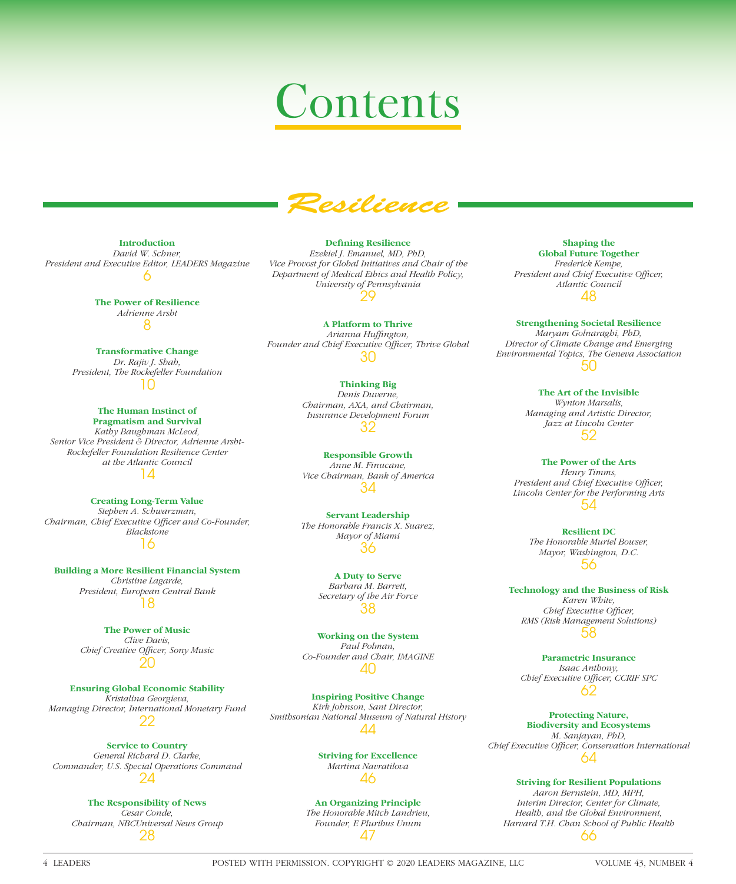# Contents

## Resilience

**Introduction**
*David W. Schner,*
*President and Executive Editor, LEADERS Magazine*
6

**The Power of Resilience**
*Adrienne Arsht*
8

**Transformative Change**
*Dr. Rajiv J. Shah,*
*President, The Rockefeller Foundation*
10

**The Human Instinct of Pragmatism and Survival**
*Kathy Baughman McLeod,*
*Senior Vice President & Director, Adrienne Arsht-Rockefeller Foundation Resilience Center at the Atlantic Council*
14

**Creating Long-Term Value**
*Stephen A. Schwarzman,*
*Chairman, Chief Executive Officer and Co-Founder, Blackstone*
16

**Building a More Resilient Financial System**
*Christine Lagarde,*
*President, European Central Bank*
18

**The Power of Music**
*Clive Davis,*
*Chief Creative Officer, Sony Music*
20

**Ensuring Global Economic Stability**
*Kristalina Georgieva,*
*Managing Director, International Monetary Fund*
22

**Service to Country**
*General Richard D. Clarke,*
*Commander, U.S. Special Operations Command*
24

**The Responsibility of News**
*Cesar Conde,*
*Chairman, NBCUniversal News Group*
28

**Defining Resilience**
*Ezekiel J. Emanuel, MD, PhD,*
*Vice Provost for Global Initiatives and Chair of the Department of Medical Ethics and Health Policy, University of Pennsylvania*
29

**A Platform to Thrive**
*Arianna Huffington,*
*Founder and Chief Executive Officer, Thrive Global*
30

**Thinking Big**
*Denis Duverne,*
*Chairman, AXA, and Chairman, Insurance Development Forum*
32

**Responsible Growth**
*Anne M. Finucane,*
*Vice Chairman, Bank of America*
34

**Servant Leadership**
*The Honorable Francis X. Suarez,*
*Mayor of Miami*
36

**A Duty to Serve**
*Barbara M. Barrett,*
*Secretary of the Air Force*
38

**Working on the System**
*Paul Polman,*
*Co-Founder and Chair, IMAGINE*
40

**Inspiring Positive Change**
*Kirk Johnson, Sant Director,*
*Smithsonian National Museum of Natural History*
44

**Striving for Excellence**
*Martina Navratilova*
46

**An Organizing Principle**
*The Honorable Mitch Landrieu,*
*Founder, E Pluribus Unum*
47

**Shaping the Global Future Together**
*Frederick Kempe,*
*President and Chief Executive Officer, Atlantic Council*
48

**Strengthening Societal Resilience**
*Maryam Golnaraghi, PhD,*
*Director of Climate Change and Emerging Environmental Topics, The Geneva Association*
50

**The Art of the Invisible**
*Wynton Marsalis,*
*Managing and Artistic Director, Jazz at Lincoln Center*
52

**The Power of the Arts**
*Henry Timms,*
*President and Chief Executive Officer, Lincoln Center for the Performing Arts*
54

**Resilient DC**
*The Honorable Muriel Bowser,*
*Mayor, Washington, D.C.*
56

**Technology and the Business of Risk**
*Karen White,*
*Chief Executive Officer, RMS (Risk Management Solutions)*
58

**Parametric Insurance**
*Isaac Anthony,*
*Chief Executive Officer, CCRIF SPC*
62

**Protecting Nature, Biodiversity and Ecosystems**
*M. Sanjayan, PhD,*
*Chief Executive Officer, Conservation International*
64

**Striving for Resilient Populations**
*Aaron Bernstein, MD, MPH,*
*Interim Director, Center for Climate, Health, and the Global Environment, Harvard T.H. Chan School of Public Health*
66

POSTED WITH PERMISSION. COPYRIGHT © 2020 LEADERS MAGAZINE, LLC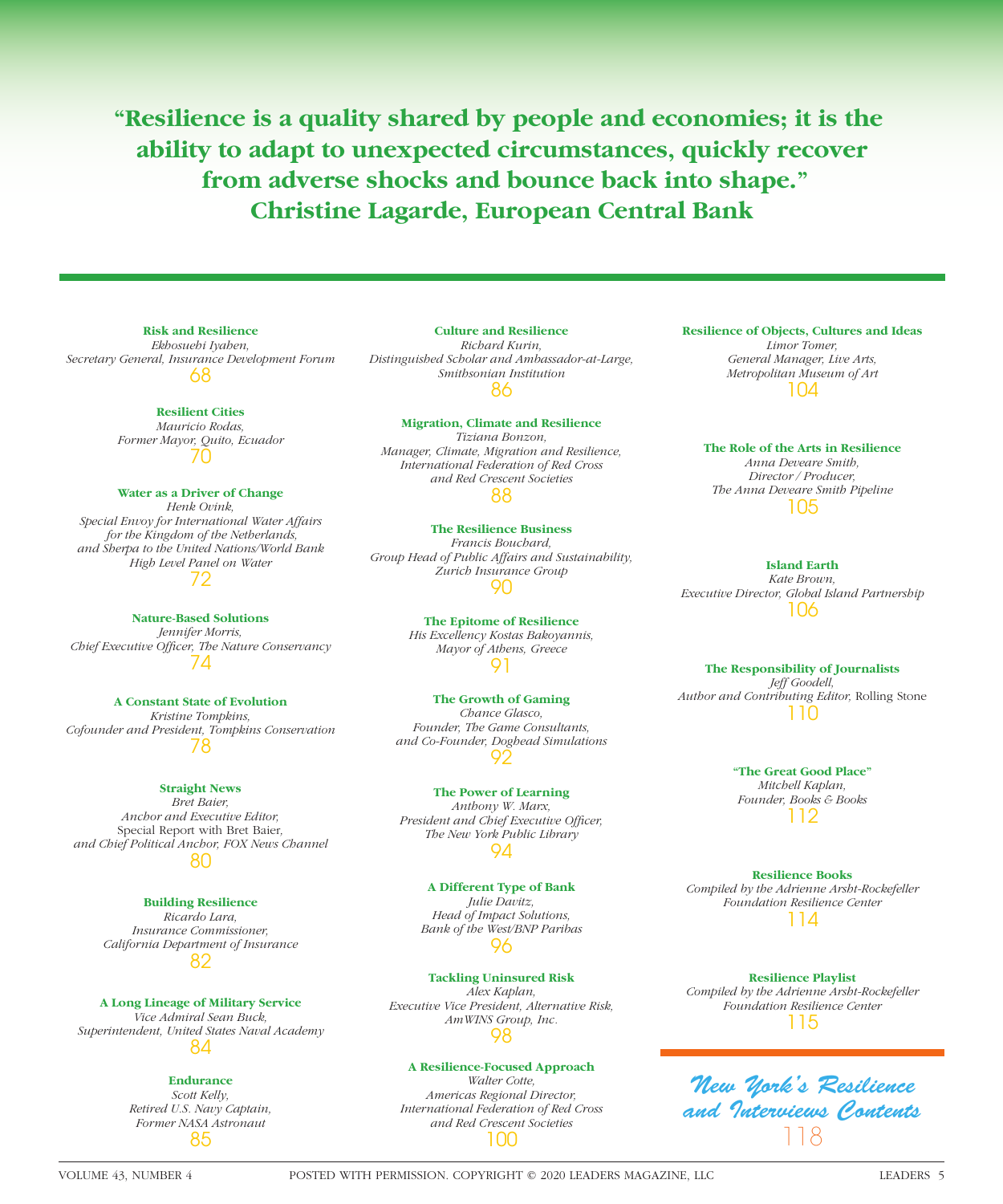**"Resilience is a quality shared by people and economies; it is the ability to adapt to unexpected circumstances, quickly recover from adverse shocks and bounce back into shape."**
**Christine Lagarde, European Central Bank**

---

**Risk and Resilience**
*Ekhosuehi Iyahen,*
*Secretary General, Insurance Development Forum*
68

**Resilient Cities**
*Mauricio Rodas,*
*Former Mayor, Quito, Ecuador*
70

**Water as a Driver of Change**
*Henk Ovink,*
*Special Envoy for International Water Affairs for the Kingdom of the Netherlands, and Sherpa to the United Nations/World Bank High Level Panel on Water*
72

**Nature-Based Solutions**
*Jennifer Morris,*
*Chief Executive Officer, The Nature Conservancy*
74

**A Constant State of Evolution**
*Kristine Tompkins,*
*Cofounder and President, Tompkins Conservation*
78

**Straight News**
*Bret Baier,*
*Anchor and Executive Editor,* Special Report with Bret Baier, *and Chief Political Anchor, FOX News Channel*
80

**Building Resilience**
*Ricardo Lara,*
*Insurance Commissioner, California Department of Insurance*
82

**A Long Lineage of Military Service**
*Vice Admiral Sean Buck,*
*Superintendent, United States Naval Academy*
84

**Endurance**
*Scott Kelly,*
*Retired U.S. Navy Captain, Former NASA Astronaut*
85

**Culture and Resilience**
*Richard Kurin,*
*Distinguished Scholar and Ambassador-at-Large, Smithsonian Institution*
86

**Migration, Climate and Resilience**
*Tiziana Bonzon,*
*Manager, Climate, Migration and Resilience, International Federation of Red Cross and Red Crescent Societies*
88

**The Resilience Business**
*Francis Bouchard,*
*Group Head of Public Affairs and Sustainability, Zurich Insurance Group*
90

**The Epitome of Resilience**
*His Excellency Kostas Bakoyannis,*
*Mayor of Athens, Greece*
91

**The Growth of Gaming**
*Chance Glasco,*
*Founder, The Game Consultants, and Co-Founder, Doghead Simulations*
92

**The Power of Learning**
*Anthony W. Marx,*
*President and Chief Executive Officer, The New York Public Library*
94

**A Different Type of Bank**
*Julie Davitz,*
*Head of Impact Solutions, Bank of the West/BNP Paribas*
96

**Tackling Uninsured Risk**
*Alex Kaplan,*
*Executive Vice President, Alternative Risk, AmWINS Group, Inc.*
98

**A Resilience-Focused Approach**
*Walter Cotte,*
*Americas Regional Director, International Federation of Red Cross and Red Crescent Societies*
100

**Resilience of Objects, Cultures and Ideas**
*Limor Tomer,*
*General Manager, Live Arts, Metropolitan Museum of Art*
104

**The Role of the Arts in Resilience**
*Anna Deveare Smith,*
*Director / Producer, The Anna Deveare Smith Pipeline*
105

**Island Earth**
*Kate Brown,*
*Executive Director, Global Island Partnership*
106

**The Responsibility of Journalists**
*Jeff Goodell,*
*Author and Contributing Editor,* Rolling Stone
110

**"The Great Good Place"**
*Mitchell Kaplan,*
*Founder, Books & Books*
112

**Resilience Books**
*Compiled by the Adrienne Arsht-Rockefeller Foundation Resilience Center*
114

**Resilience Playlist**
*Compiled by the Adrienne Arsht-Rockefeller Foundation Resilience Center*
115

---

***New York's Resilience and Interviews Contents***
118